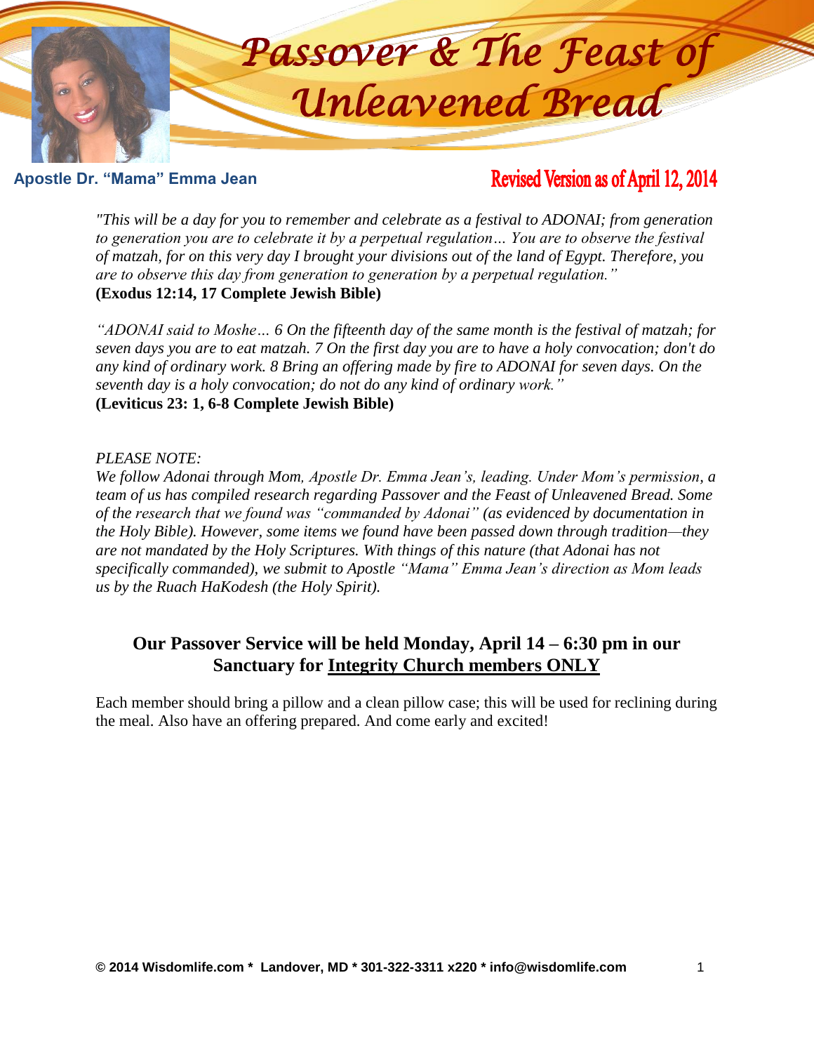# Passover & The Feast of Unleavened Bread

**Apostle Dr. "Mama" Emma Jean**

**Revised Version as of April 12, 2014**

*"This will be a day for you to remember and celebrate as a festival to ADONAI; from generation to generation you are to celebrate it by a perpetual regulation… You are to observe the festival of matzah, for on this very day I brought your divisions out of the land of Egypt. Therefore, you are to observe this day from generation to generation by a perpetual regulation."*
**(Exodus 12:14, 17 Complete Jewish Bible)**

*"ADONAI said to Moshe… 6 On the fifteenth day of the same month is the festival of matzah; for seven days you are to eat matzah. 7 On the first day you are to have a holy convocation; don't do any kind of ordinary work. 8 Bring an offering made by fire to ADONAI for seven days. On the seventh day is a holy convocation; do not do any kind of ordinary work."*
**(Leviticus 23: 1, 6-8 Complete Jewish Bible)**

*PLEASE NOTE:*
*We follow Adonai through Mom, Apostle Dr. Emma Jean's, leading. Under Mom's permission, a team of us has compiled research regarding Passover and the Feast of Unleavened Bread. Some of the research that we found was "commanded by Adonai" (as evidenced by documentation in the Holy Bible). However, some items we found have been passed down through tradition—they are not mandated by the Holy Scriptures. With things of this nature (that Adonai has not specifically commanded), we submit to Apostle "Mama" Emma Jean's direction as Mom leads us by the Ruach HaKodesh (the Holy Spirit).*

**Our Passover Service will be held Monday, April 14 – 6:30 pm in our Sanctuary for <u>Integrity Church members ONLY</u>**

Each member should bring a pillow and a clean pillow case; this will be used for reclining during the meal. Also have an offering prepared. And come early and excited!

**© 2014 Wisdomlife.com * Landover, MD * 301-322-3311 x220 * info@wisdomlife.com**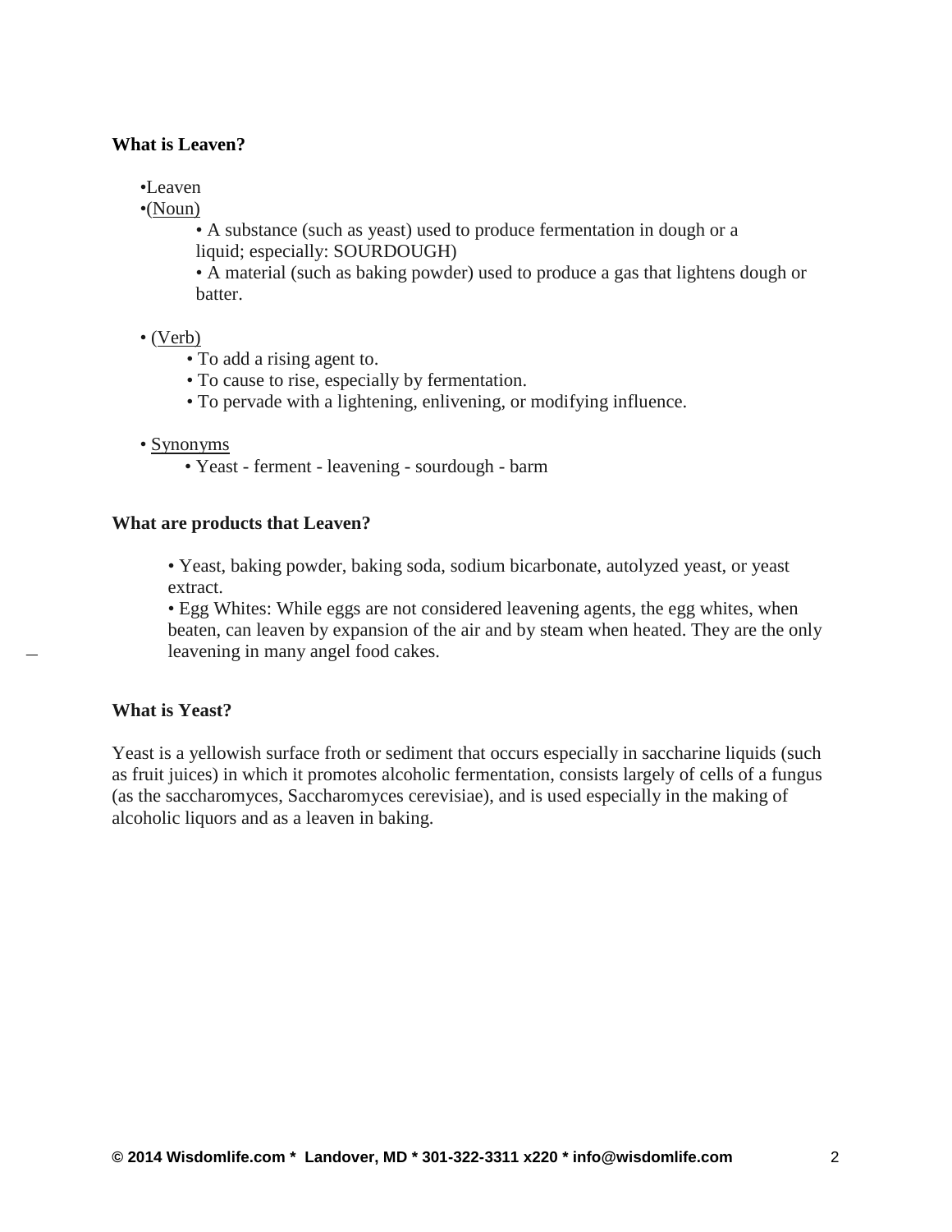**What is Leaven?**

- Leaven
- Noun
  - A substance (such as yeast) used to produce fermentation in dough or a liquid; especially: SOURDOUGH)
  - A material (such as baking powder) used to produce a gas that lightens dough or batter.

- Verb
  - To add a rising agent to.
  - To cause to rise, especially by fermentation.
  - To pervade with a lightening, enlivening, or modifying influence.

- Synonyms
  - Yeast - ferment - leavening - sourdough - barm

**What are products that Leaven?**

- Yeast, baking powder, baking soda, sodium bicarbonate, autolyzed yeast, or yeast extract.
- Egg Whites: While eggs are not considered leavening agents, the egg whites, when beaten, can leaven by expansion of the air and by steam when heated. They are the only leavening in many angel food cakes.

**What is Yeast?**

Yeast is a yellowish surface froth or sediment that occurs especially in saccharine liquids (such as fruit juices) in which it promotes alcoholic fermentation, consists largely of cells of a fungus (as the saccharomyces, Saccharomyces cerevisiae), and is used especially in the making of alcoholic liquors and as a leaven in baking.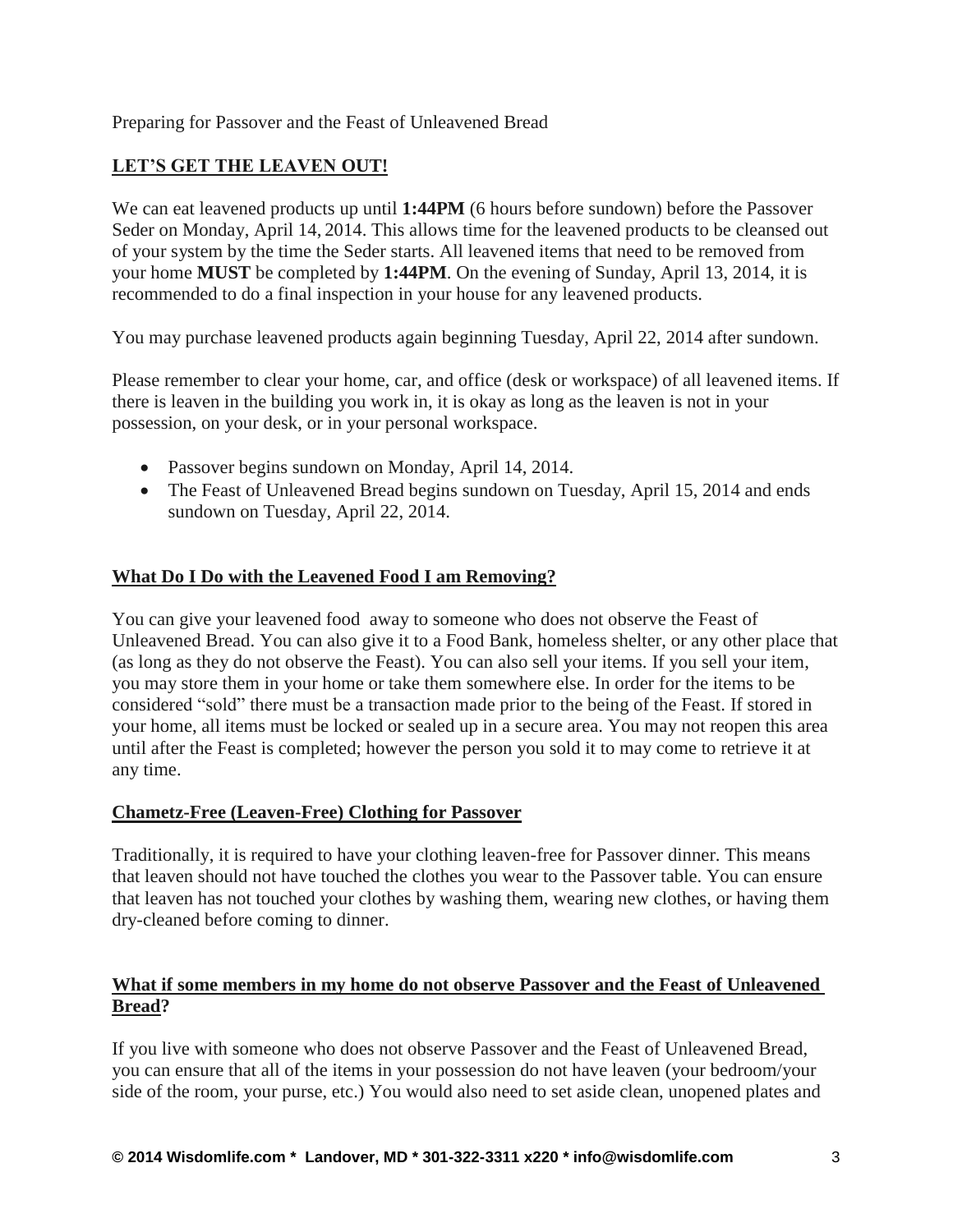Preparing for Passover and the Feast of Unleavened Bread

## LET'S GET THE LEAVEN OUT!

We can eat leavened products up until **1:44PM** (6 hours before sundown) before the Passover Seder on Monday, April 14, 2014. This allows time for the leavened products to be cleansed out of your system by the time the Seder starts. All leavened items that need to be removed from your home **MUST** be completed by **1:44PM**. On the evening of Sunday, April 13, 2014, it is recommended to do a final inspection in your house for any leavened products.

You may purchase leavened products again beginning Tuesday, April 22, 2014 after sundown.

Please remember to clear your home, car, and office (desk or workspace) of all leavened items. If there is leaven in the building you work in, it is okay as long as the leaven is not in your possession, on your desk, or in your personal workspace.

- Passover begins sundown on Monday, April 14, 2014.
- The Feast of Unleavened Bread begins sundown on Tuesday, April 15, 2014 and ends sundown on Tuesday, April 22, 2014.

## What Do I Do with the Leavened Food I am Removing?

You can give your leavened food away to someone who does not observe the Feast of Unleavened Bread. You can also give it to a Food Bank, homeless shelter, or any other place that (as long as they do not observe the Feast). You can also sell your items. If you sell your item, you may store them in your home or take them somewhere else. In order for the items to be considered "sold" there must be a transaction made prior to the being of the Feast. If stored in your home, all items must be locked or sealed up in a secure area. You may not reopen this area until after the Feast is completed; however the person you sold it to may come to retrieve it at any time.

## Chametz-Free (Leaven-Free) Clothing for Passover

Traditionally, it is required to have your clothing leaven-free for Passover dinner. This means that leaven should not have touched the clothes you wear to the Passover table. You can ensure that leaven has not touched your clothes by washing them, wearing new clothes, or having them dry-cleaned before coming to dinner.

## What if some members in my home do not observe Passover and the Feast of Unleavened Bread?

If you live with someone who does not observe Passover and the Feast of Unleavened Bread, you can ensure that all of the items in your possession do not have leaven (your bedroom/your side of the room, your purse, etc.) You would also need to set aside clean, unopened plates and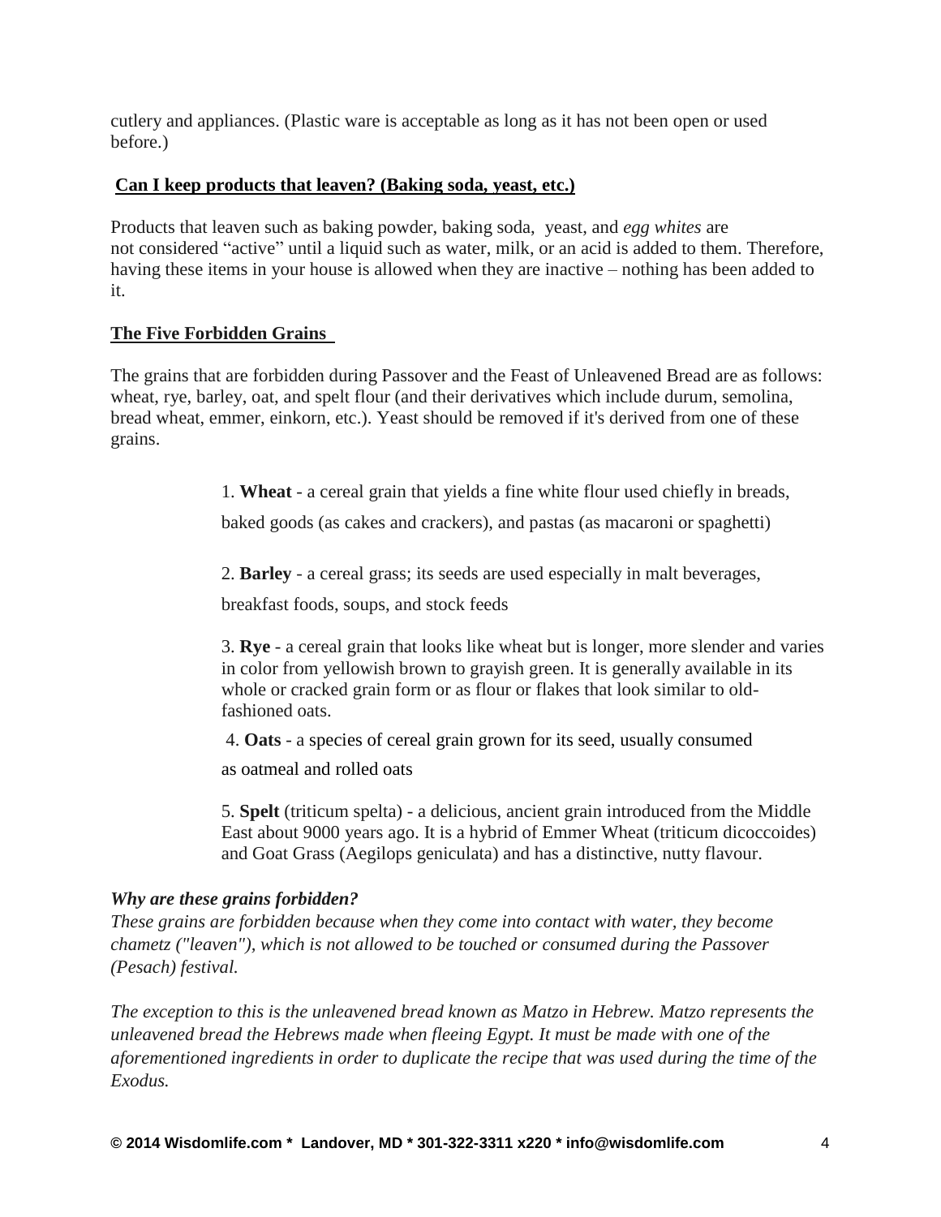cutlery and appliances. (Plastic ware is acceptable as long as it has not been open or used before.)

## **Can I keep products that leaven? (Baking soda, yeast, etc.)**

Products that leaven such as baking powder, baking soda, yeast, and *egg whites* are not considered "active" until a liquid such as water, milk, or an acid is added to them. Therefore, having these items in your house is allowed when they are inactive – nothing has been added to it.

## **The Five Forbidden Grains**

The grains that are forbidden during Passover and the Feast of Unleavened Bread are as follows: wheat, rye, barley, oat, and spelt flour (and their derivatives which include durum, semolina, bread wheat, emmer, einkorn, etc.). Yeast should be removed if it's derived from one of these grains.

1. **Wheat** - a cereal grain that yields a fine white flour used chiefly in breads, baked goods (as cakes and crackers), and pastas (as macaroni or spaghetti)

2. **Barley** - a cereal grass; its seeds are used especially in malt beverages, breakfast foods, soups, and stock feeds

3. **Rye** - a cereal grain that looks like wheat but is longer, more slender and varies in color from yellowish brown to grayish green. It is generally available in its whole or cracked grain form or as flour or flakes that look similar to old-fashioned oats.

4. **Oats** - a species of cereal grain grown for its seed, usually consumed as oatmeal and rolled oats

5. **Spelt** (triticum spelta) - a delicious, ancient grain introduced from the Middle East about 9000 years ago. It is a hybrid of Emmer Wheat (triticum dicoccoides) and Goat Grass (Aegilops geniculata) and has a distinctive, nutty flavour.

***Why are these grains forbidden?***

*These grains are forbidden because when they come into contact with water, they become chametz ("leaven"), which is not allowed to be touched or consumed during the Passover (Pesach) festival.*

*The exception to this is the unleavened bread known as Matzo in Hebrew. Matzo represents the unleavened bread the Hebrews made when fleeing Egypt. It must be made with one of the aforementioned ingredients in order to duplicate the recipe that was used during the time of the Exodus.*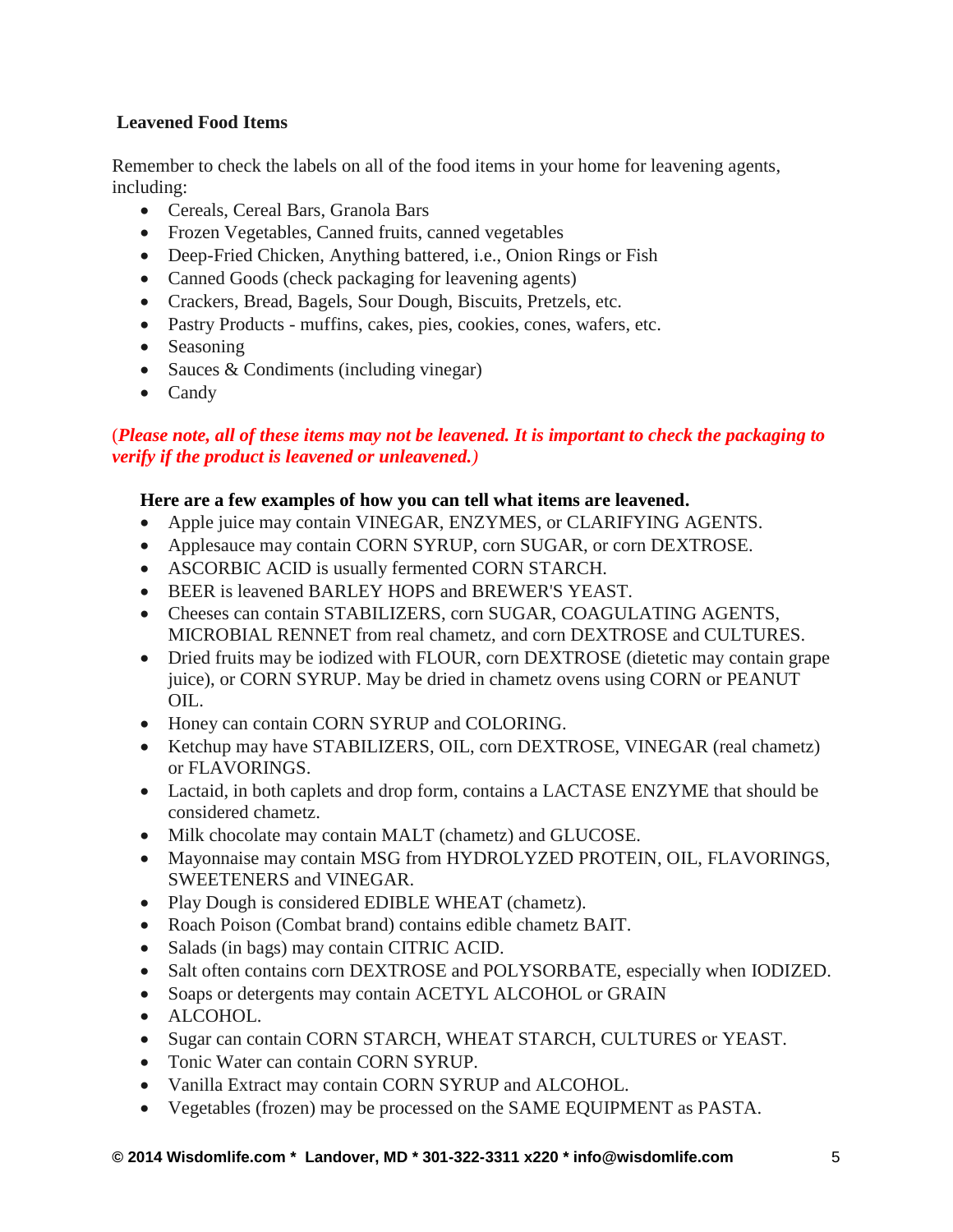## Leavened Food Items

Remember to check the labels on all of the food items in your home for leavening agents, including:

- Cereals, Cereal Bars, Granola Bars
- Frozen Vegetables, Canned fruits, canned vegetables
- Deep-Fried Chicken, Anything battered, i.e., Onion Rings or Fish
- Canned Goods (check packaging for leavening agents)
- Crackers, Bread, Bagels, Sour Dough, Biscuits, Pretzels, etc.
- Pastry Products - muffins, cakes, pies, cookies, cones, wafers, etc.
- Seasoning
- Sauces & Condiments (including vinegar)
- Candy

(***Please note, all of these items may not be leavened. It is important to check the packaging to verify if the product is leavened or unleavened.***)

**Here are a few examples of how you can tell what items are leavened.**

- Apple juice may contain VINEGAR, ENZYMES, or CLARIFYING AGENTS.
- Applesauce may contain CORN SYRUP, corn SUGAR, or corn DEXTROSE.
- ASCORBIC ACID is usually fermented CORN STARCH.
- BEER is leavened BARLEY HOPS and BREWER'S YEAST.
- Cheeses can contain STABILIZERS, corn SUGAR, COAGULATING AGENTS, MICROBIAL RENNET from real chametz, and corn DEXTROSE and CULTURES.
- Dried fruits may be iodized with FLOUR, corn DEXTROSE (dietetic may contain grape juice), or CORN SYRUP. May be dried in chametz ovens using CORN or PEANUT OIL.
- Honey can contain CORN SYRUP and COLORING.
- Ketchup may have STABILIZERS, OIL, corn DEXTROSE, VINEGAR (real chametz) or FLAVORINGS.
- Lactaid, in both caplets and drop form, contains a LACTASE ENZYME that should be considered chametz.
- Milk chocolate may contain MALT (chametz) and GLUCOSE.
- Mayonnaise may contain MSG from HYDROLYZED PROTEIN, OIL, FLAVORINGS, SWEETENERS and VINEGAR.
- Play Dough is considered EDIBLE WHEAT (chametz).
- Roach Poison (Combat brand) contains edible chametz BAIT.
- Salads (in bags) may contain CITRIC ACID.
- Salt often contains corn DEXTROSE and POLYSORBATE, especially when IODIZED.
- Soaps or detergents may contain ACETYL ALCOHOL or GRAIN
- ALCOHOL.
- Sugar can contain CORN STARCH, WHEAT STARCH, CULTURES or YEAST.
- Tonic Water can contain CORN SYRUP.
- Vanilla Extract may contain CORN SYRUP and ALCOHOL.
- Vegetables (frozen) may be processed on the SAME EQUIPMENT as PASTA.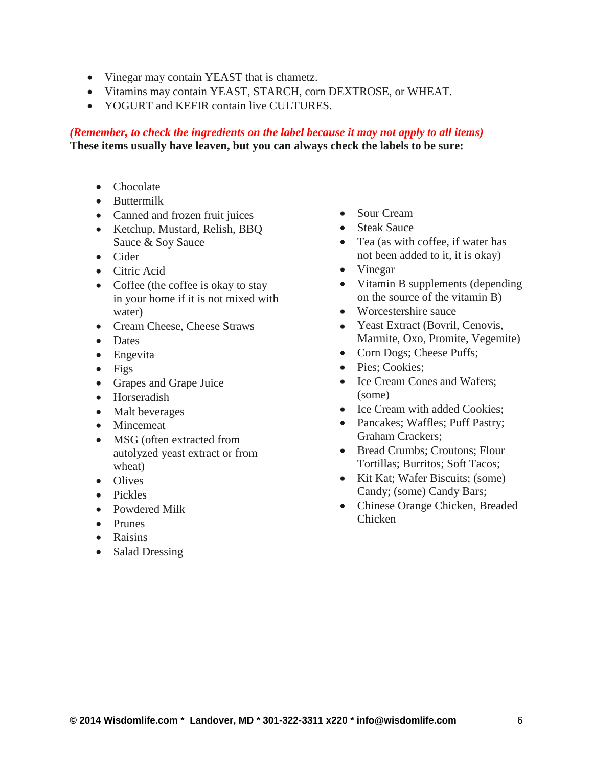- Vinegar may contain YEAST that is chametz.
- Vitamins may contain YEAST, STARCH, corn DEXTROSE, or WHEAT.
- YOGURT and KEFIR contain live CULTURES.

***(Remember, to check the ingredients on the label because it may not apply to all items)***
**These items usually have leaven, but you can always check the labels to be sure:**

- Chocolate
- Buttermilk
- Canned and frozen fruit juices
- Ketchup, Mustard, Relish, BBQ Sauce & Soy Sauce
- Cider
- Citric Acid
- Coffee (the coffee is okay to stay in your home if it is not mixed with water)
- Cream Cheese, Cheese Straws
- Dates
- Engevita
- Figs
- Grapes and Grape Juice
- Horseradish
- Malt beverages
- Mincemeat
- MSG (often extracted from autolyzed yeast extract or from wheat)
- Olives
- Pickles
- Powdered Milk
- Prunes
- Raisins
- Salad Dressing
- Sour Cream
- Steak Sauce
- Tea (as with coffee, if water has not been added to it, it is okay)
- Vinegar
- Vitamin B supplements (depending on the source of the vitamin B)
- Worcestershire sauce
- Yeast Extract (Bovril, Cenovis, Marmite, Oxo, Promite, Vegemite)
- Corn Dogs; Cheese Puffs;
- Pies; Cookies;
- Ice Cream Cones and Wafers; (some)
- Ice Cream with added Cookies;
- Pancakes; Waffles; Puff Pastry; Graham Crackers;
- Bread Crumbs; Croutons; Flour Tortillas; Burritos; Soft Tacos;
- Kit Kat; Wafer Biscuits; (some) Candy; (some) Candy Bars;
- Chinese Orange Chicken, Breaded Chicken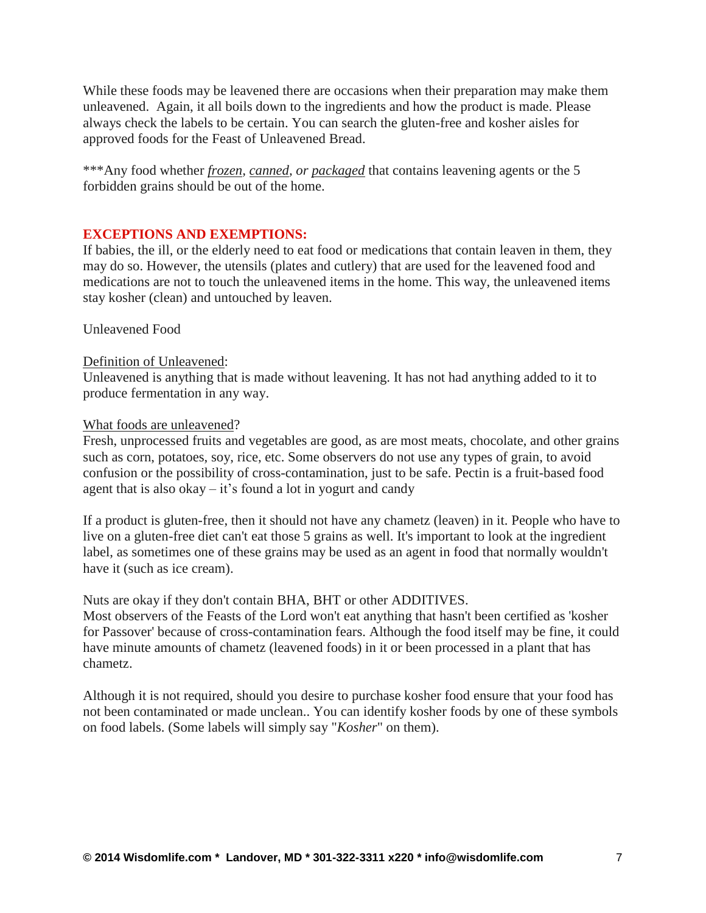While these foods may be leavened there are occasions when their preparation may make them unleavened. Again, it all boils down to the ingredients and how the product is made. Please always check the labels to be certain. You can search the gluten-free and kosher aisles for approved foods for the Feast of Unleavened Bread.

***Any food whether ***frozen***, ***canned***, *or* ***packaged*** that contains leavening agents or the 5 forbidden grains should be out of the home.

## EXCEPTIONS AND EXEMPTIONS:

If babies, the ill, or the elderly need to eat food or medications that contain leaven in them, they may do so. However, the utensils (plates and cutlery) that are used for the leavened food and medications are not to touch the unleavened items in the home. This way, the unleavened items stay kosher (clean) and untouched by leaven.

Unleavened Food

Definition of Unleavened:
Unleavened is anything that is made without leavening. It has not had anything added to it to produce fermentation in any way.

What foods are unleavened?
Fresh, unprocessed fruits and vegetables are good, as are most meats, chocolate, and other grains such as corn, potatoes, soy, rice, etc. Some observers do not use any types of grain, to avoid confusion or the possibility of cross-contamination, just to be safe. Pectin is a fruit-based food agent that is also okay – it's found a lot in yogurt and candy

If a product is gluten-free, then it should not have any chametz (leaven) in it. People who have to live on a gluten-free diet can't eat those 5 grains as well. It's important to look at the ingredient label, as sometimes one of these grains may be used as an agent in food that normally wouldn't have it (such as ice cream).

Nuts are okay if they don't contain BHA, BHT or other ADDITIVES.
Most observers of the Feasts of the Lord won't eat anything that hasn't been certified as 'kosher for Passover' because of cross-contamination fears. Although the food itself may be fine, it could have minute amounts of chametz (leavened foods) in it or been processed in a plant that has chametz.

Although it is not required, should you desire to purchase kosher food ensure that your food has not been contaminated or made unclean.. You can identify kosher foods by one of these symbols on food labels. (Some labels will simply say "*Kosher*" on them).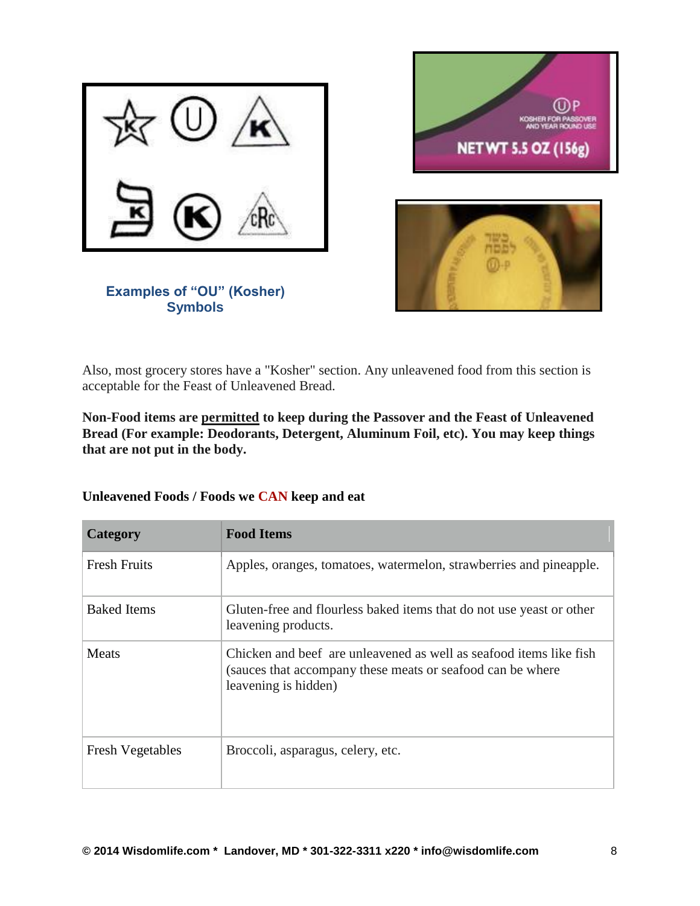Examples of "OU" (Kosher) Symbols

Also, most grocery stores have a "Kosher" section. Any unleavened food from this section is acceptable for the Feast of Unleavened Bread.

**Non-Food items are permitted to keep during the Passover and the Feast of Unleavened Bread (For example: Deodorants, Detergent, Aluminum Foil, etc). You may keep things that are not put in the body.**

**Unleavened Foods / Foods we CAN keep and eat**

| Category | Food Items |
| --- | --- |
| Fresh Fruits | Apples, oranges, tomatoes, watermelon, strawberries and pineapple. |
| Baked Items | Gluten-free and flourless baked items that do not use yeast or other leavening products. |
| Meats | Chicken and beef are unleavened as well as seafood items like fish (sauces that accompany these meats or seafood can be where leavening is hidden) |
| Fresh Vegetables | Broccoli, asparagus, celery, etc. |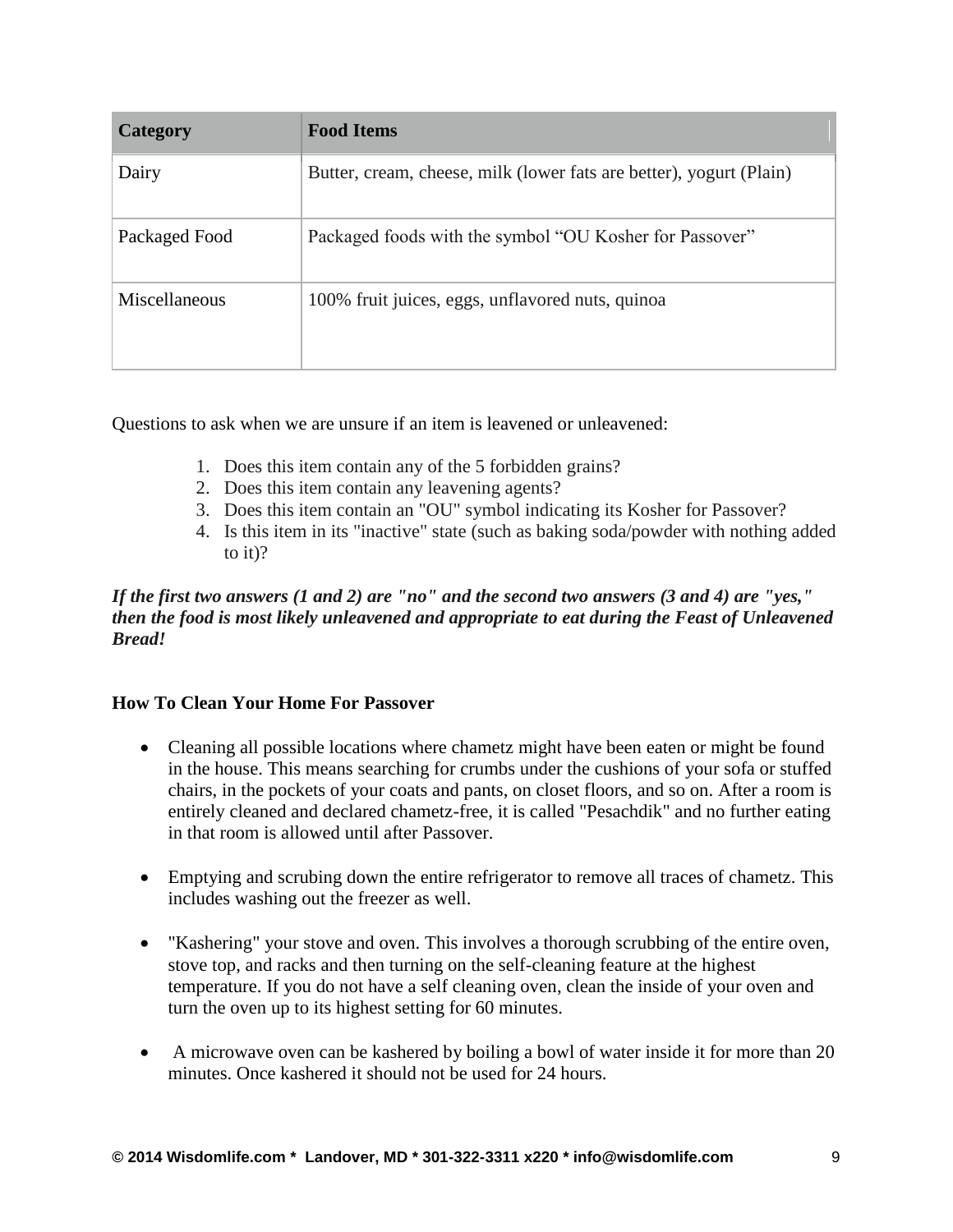| Category | Food Items |
|---|---|
| Dairy | Butter, cream, cheese, milk (lower fats are better), yogurt (Plain) |
| Packaged Food | Packaged foods with the symbol "OU Kosher for Passover" |
| Miscellaneous | 100% fruit juices, eggs, unflavored nuts, quinoa |

Questions to ask when we are unsure if an item is leavened or unleavened:

1. Does this item contain any of the 5 forbidden grains?
2. Does this item contain any leavening agents?
3. Does this item contain an "OU" symbol indicating its Kosher for Passover?
4. Is this item in its "inactive" state (such as baking soda/powder with nothing added to it)?

***If the first two answers (1 and 2) are "no" and the second two answers (3 and 4) are "yes," then the food is most likely unleavened and appropriate to eat during the Feast of Unleavened Bread!***

**How To Clean Your Home For Passover**

- Cleaning all possible locations where chametz might have been eaten or might be found in the house. This means searching for crumbs under the cushions of your sofa or stuffed chairs, in the pockets of your coats and pants, on closet floors, and so on. After a room is entirely cleaned and declared chametz-free, it is called "Pesachdik" and no further eating in that room is allowed until after Passover.

- Emptying and scrubing down the entire refrigerator to remove all traces of chametz. This includes washing out the freezer as well.

- "Kashering" your stove and oven. This involves a thorough scrubbing of the entire oven, stove top, and racks and then turning on the self-cleaning feature at the highest temperature. If you do not have a self cleaning oven, clean the inside of your oven and turn the oven up to its highest setting for 60 minutes.

- A microwave oven can be kashered by boiling a bowl of water inside it for more than 20 minutes. Once kashered it should not be used for 24 hours.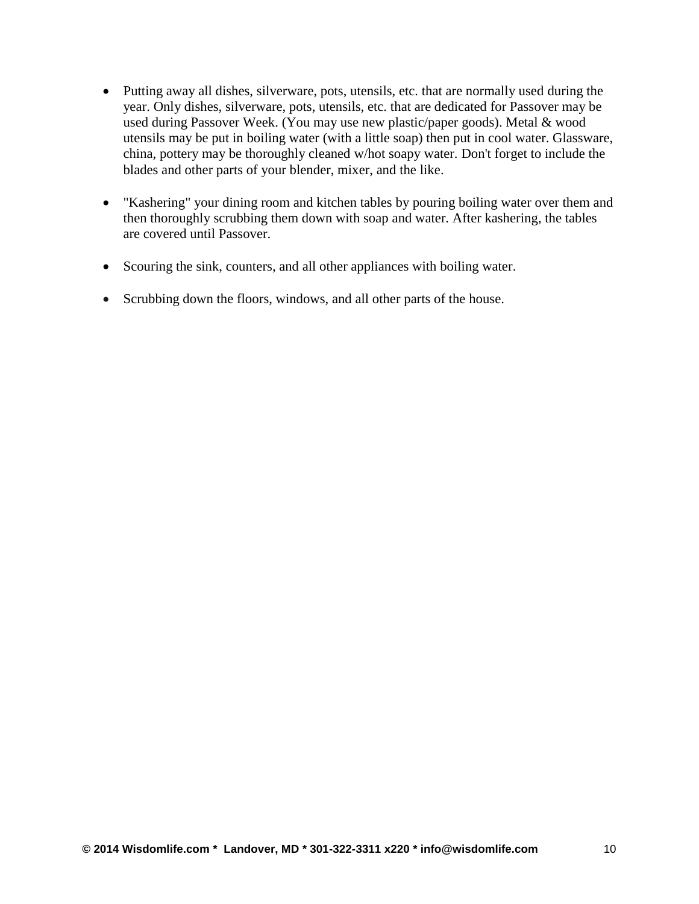- Putting away all dishes, silverware, pots, utensils, etc. that are normally used during the year. Only dishes, silverware, pots, utensils, etc. that are dedicated for Passover may be used during Passover Week. (You may use new plastic/paper goods). Metal & wood utensils may be put in boiling water (with a little soap) then put in cool water. Glassware, china, pottery may be thoroughly cleaned w/hot soapy water. Don't forget to include the blades and other parts of your blender, mixer, and the like.

- "Kashering" your dining room and kitchen tables by pouring boiling water over them and then thoroughly scrubbing them down with soap and water. After kashering, the tables are covered until Passover.

- Scouring the sink, counters, and all other appliances with boiling water.

- Scrubbing down the floors, windows, and all other parts of the house.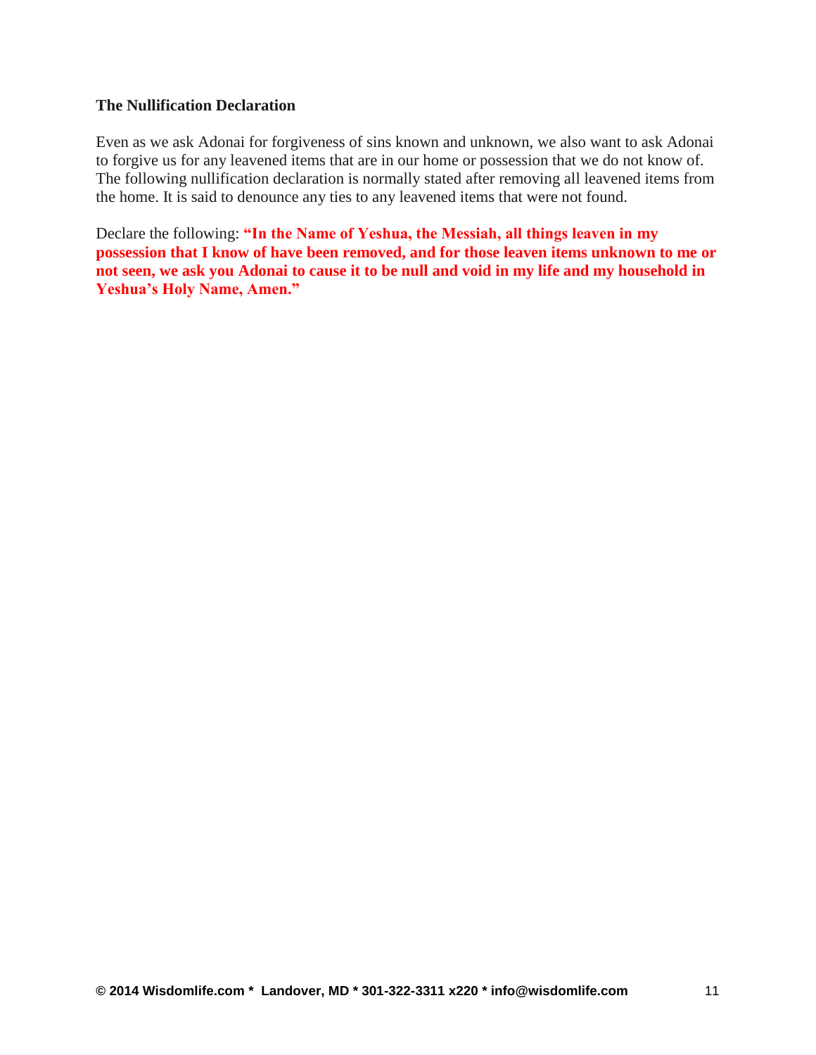**The Nullification Declaration**

Even as we ask Adonai for forgiveness of sins known and unknown, we also want to ask Adonai to forgive us for any leavened items that are in our home or possession that we do not know of. The following nullification declaration is normally stated after removing all leavened items from the home. It is said to denounce any ties to any leavened items that were not found.

Declare the following: **"In the Name of Yeshua, the Messiah, all things leaven in my possession that I know of have been removed, and for those leaven items unknown to me or not seen, we ask you Adonai to cause it to be null and void in my life and my household in Yeshua's Holy Name, Amen."**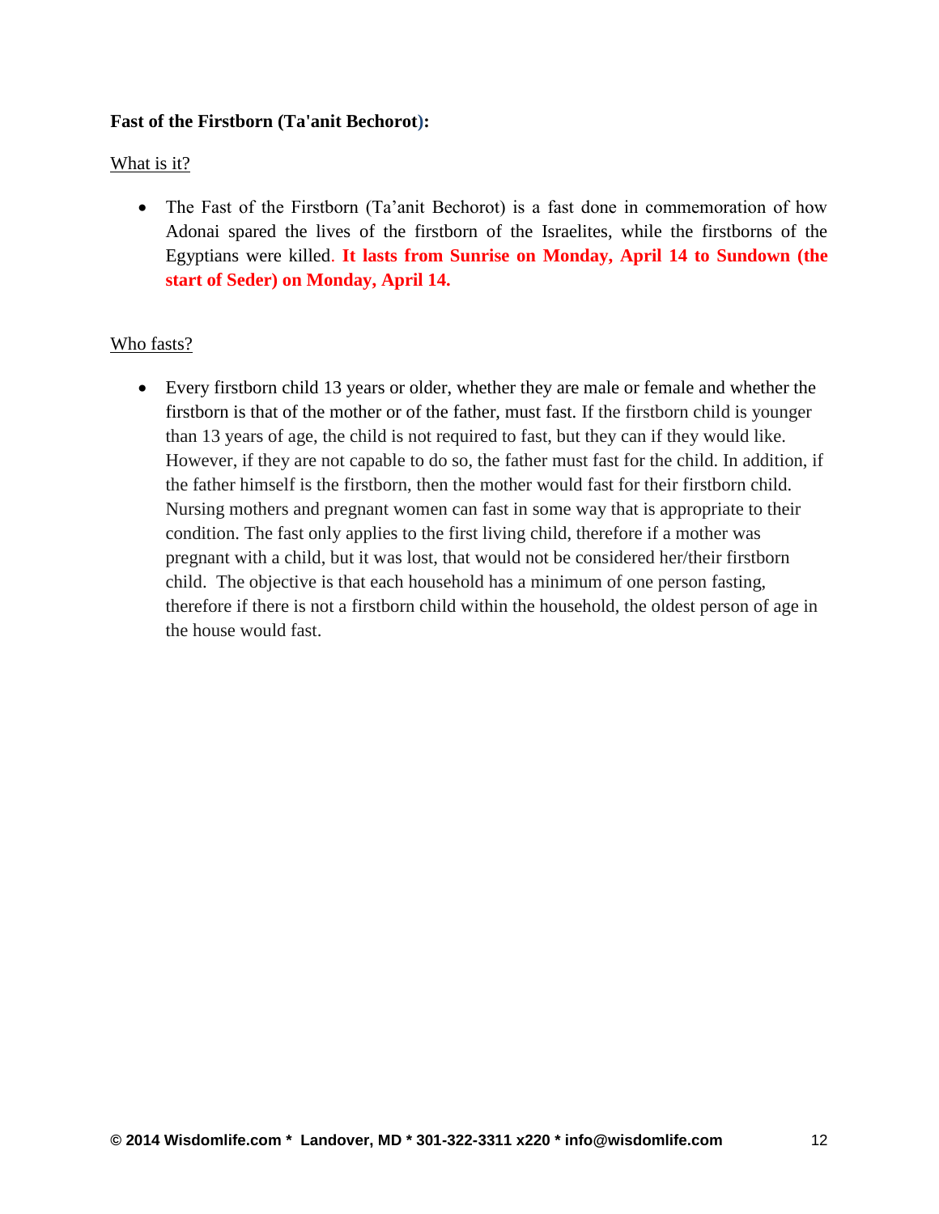**Fast of the Firstborn (Ta'anit Bechorot):**

<u>What is it?</u>

- The Fast of the Firstborn (Ta'anit Bechorot) is a fast done in commemoration of how Adonai spared the lives of the firstborn of the Israelites, while the firstborns of the Egyptians were killed. **It lasts from Sunrise on Monday, April 14 to Sundown (the start of Seder) on Monday, April 14.**

<u>Who fasts?</u>

- Every firstborn child 13 years or older, whether they are male or female and whether the firstborn is that of the mother or of the father, must fast. If the firstborn child is younger than 13 years of age, the child is not required to fast, but they can if they would like. However, if they are not capable to do so, the father must fast for the child. In addition, if the father himself is the firstborn, then the mother would fast for their firstborn child. Nursing mothers and pregnant women can fast in some way that is appropriate to their condition. The fast only applies to the first living child, therefore if a mother was pregnant with a child, but it was lost, that would not be considered her/their firstborn child. The objective is that each household has a minimum of one person fasting, therefore if there is not a firstborn child within the household, the oldest person of age in the house would fast.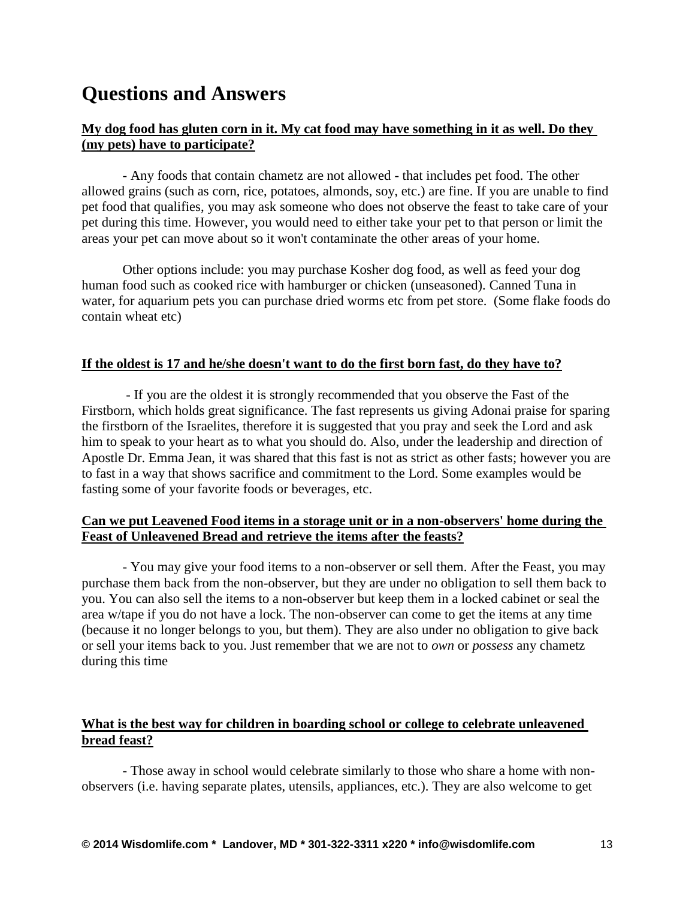# Questions and Answers

**My dog food has gluten corn in it. My cat food may have something in it as well. Do they (my pets) have to participate?**

- Any foods that contain chametz are not allowed - that includes pet food. The other allowed grains (such as corn, rice, potatoes, almonds, soy, etc.) are fine. If you are unable to find pet food that qualifies, you may ask someone who does not observe the feast to take care of your pet during this time. However, you would need to either take your pet to that person or limit the areas your pet can move about so it won't contaminate the other areas of your home.

Other options include: you may purchase Kosher dog food, as well as feed your dog human food such as cooked rice with hamburger or chicken (unseasoned). Canned Tuna in water, for aquarium pets you can purchase dried worms etc from pet store. (Some flake foods do contain wheat etc)

**If the oldest is 17 and he/she doesn't want to do the first born fast, do they have to?**

- If you are the oldest it is strongly recommended that you observe the Fast of the Firstborn, which holds great significance. The fast represents us giving Adonai praise for sparing the firstborn of the Israelites, therefore it is suggested that you pray and seek the Lord and ask him to speak to your heart as to what you should do. Also, under the leadership and direction of Apostle Dr. Emma Jean, it was shared that this fast is not as strict as other fasts; however you are to fast in a way that shows sacrifice and commitment to the Lord. Some examples would be fasting some of your favorite foods or beverages, etc.

**Can we put Leavened Food items in a storage unit or in a non-observers' home during the Feast of Unleavened Bread and retrieve the items after the feasts?**

- You may give your food items to a non-observer or sell them. After the Feast, you may purchase them back from the non-observer, but they are under no obligation to sell them back to you. You can also sell the items to a non-observer but keep them in a locked cabinet or seal the area w/tape if you do not have a lock. The non-observer can come to get the items at any time (because it no longer belongs to you, but them). They are also under no obligation to give back or sell your items back to you. Just remember that we are not to *own* or *possess* any chametz during this time

**What is the best way for children in boarding school or college to celebrate unleavened bread feast?**

- Those away in school would celebrate similarly to those who share a home with non-observers (i.e. having separate plates, utensils, appliances, etc.). They are also welcome to get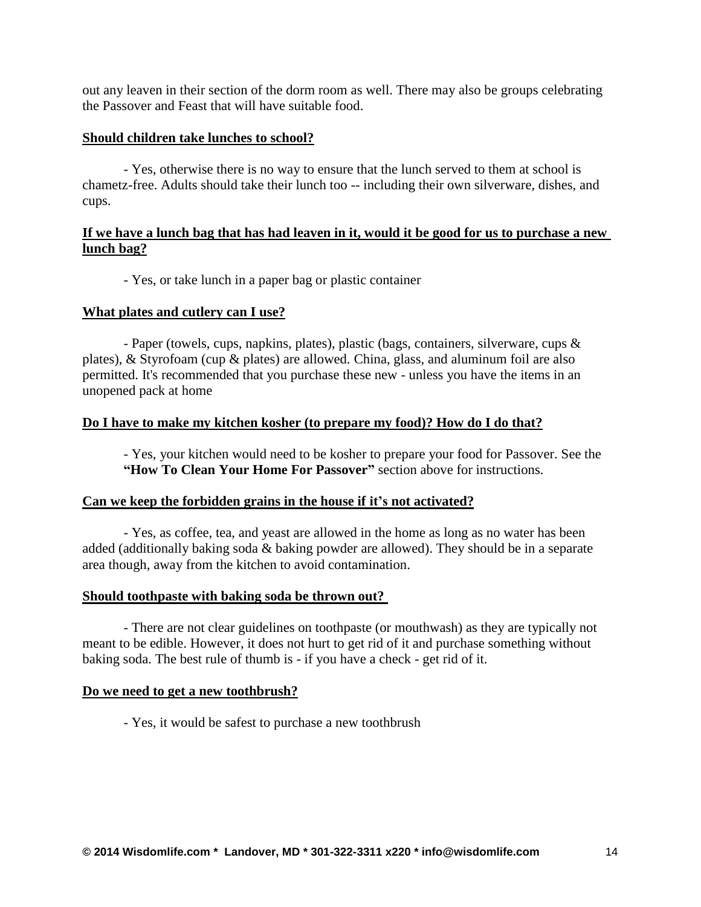out any leaven in their section of the dorm room as well. There may also be groups celebrating the Passover and Feast that will have suitable food.

**Should children take lunches to school?**

- Yes, otherwise there is no way to ensure that the lunch served to them at school is chametz-free. Adults should take their lunch too -- including their own silverware, dishes, and cups.

**If we have a lunch bag that has had leaven in it, would it be good for us to purchase a new lunch bag?**

- Yes, or take lunch in a paper bag or plastic container

**What plates and cutlery can I use?**

- Paper (towels, cups, napkins, plates), plastic (bags, containers, silverware, cups & plates), & Styrofoam (cup & plates) are allowed. China, glass, and aluminum foil are also permitted. It's recommended that you purchase these new - unless you have the items in an unopened pack at home

**Do I have to make my kitchen kosher (to prepare my food)? How do I do that?**

- Yes, your kitchen would need to be kosher to prepare your food for Passover. See the **"How To Clean Your Home For Passover"** section above for instructions.

**Can we keep the forbidden grains in the house if it's not activated?**

- Yes, as coffee, tea, and yeast are allowed in the home as long as no water has been added (additionally baking soda & baking powder are allowed). They should be in a separate area though, away from the kitchen to avoid contamination.

**Should toothpaste with baking soda be thrown out?**

- There are not clear guidelines on toothpaste (or mouthwash) as they are typically not meant to be edible. However, it does not hurt to get rid of it and purchase something without baking soda. The best rule of thumb is - if you have a check - get rid of it.

**Do we need to get a new toothbrush?**

- Yes, it would be safest to purchase a new toothbrush

**© 2014 Wisdomlife.com * Landover, MD * 301-322-3311 x220 * info@wisdomlife.com**